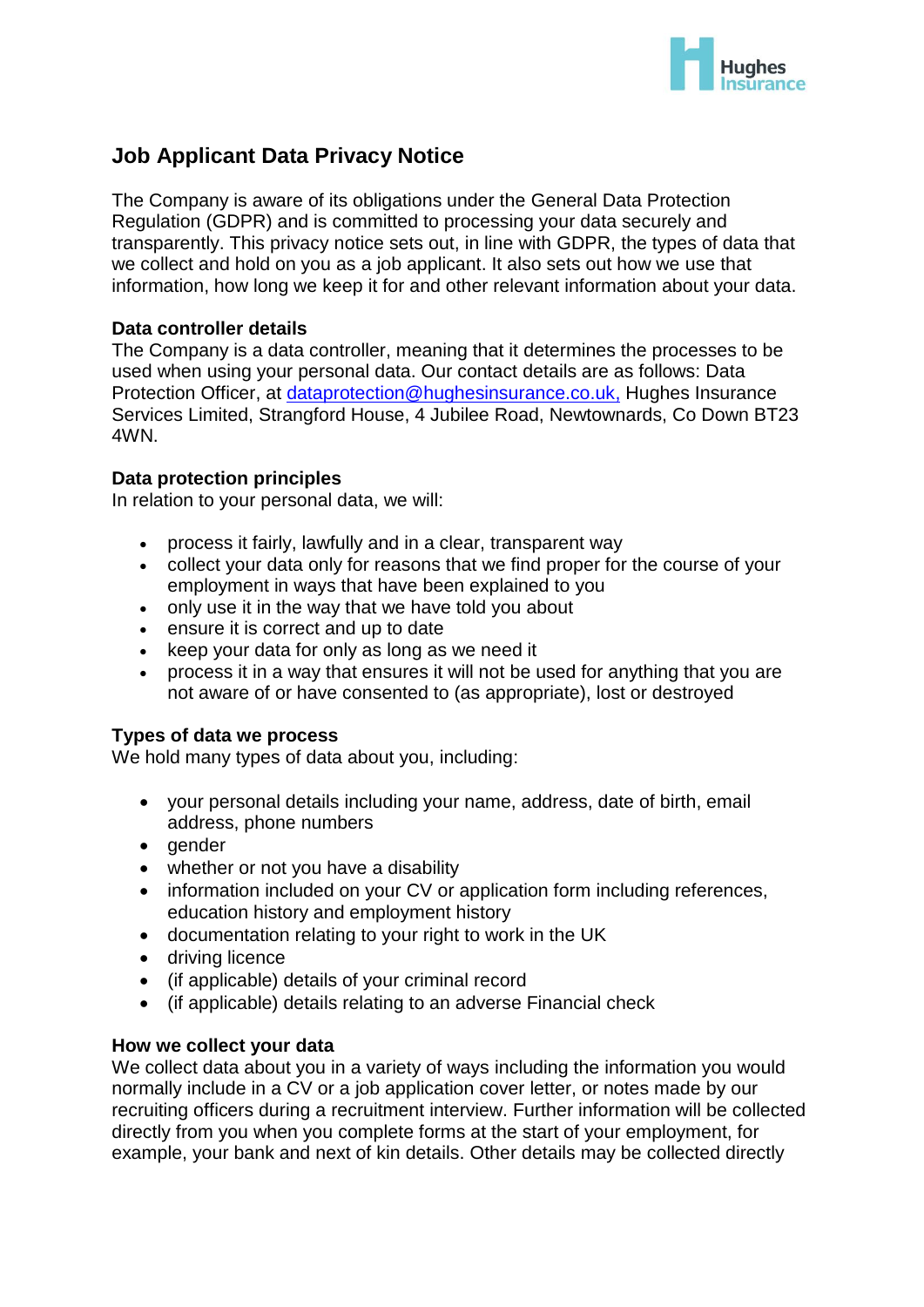# Job Applicant Data Privacy Notice

The Company is aware of its obligations under the General Data Protection Regulation (GDPR) and is committed to processing your data securely and transparently. This privacy notice sets out, in line with GDPR, the types of data that we collect and hold on you as a job applicant. It also sets out how we use that information, how long we keep it for and other relevant information about your data.

**Data controller details**

The Company is a data controller, meaning that it determines the processes to be used when using your personal data. Our contact details are as follows: Data Protection Officer, at dataprotection@hughesinsurance.co.uk, Hughes Insurance Services Limited, Strangford House, 4 Jubilee Road, Newtownards, Co Down BT23 4WN.

**Data protection principles**

In relation to your personal data, we will:

- process it fairly, lawfully and in a clear, transparent way
- collect your data only for reasons that we find proper for the course of your employment in ways that have been explained to you
- only use it in the way that we have told you about
- ensure it is correct and up to date
- keep your data for only as long as we need it
- process it in a way that ensures it will not be used for anything that you are not aware of or have consented to (as appropriate), lost or destroyed

**Types of data we process**

We hold many types of data about you, including:

- your personal details including your name, address, date of birth, email address, phone numbers
- gender
- whether or not you have a disability
- information included on your CV or application form including references, education history and employment history
- documentation relating to your right to work in the UK
- driving licence
- (if applicable) details of your criminal record
- (if applicable) details relating to an adverse Financial check

**How we collect your data**

We collect data about you in a variety of ways including the information you would normally include in a CV or a job application cover letter, or notes made by our recruiting officers during a recruitment interview. Further information will be collected directly from you when you complete forms at the start of your employment, for example, your bank and next of kin details. Other details may be collected directly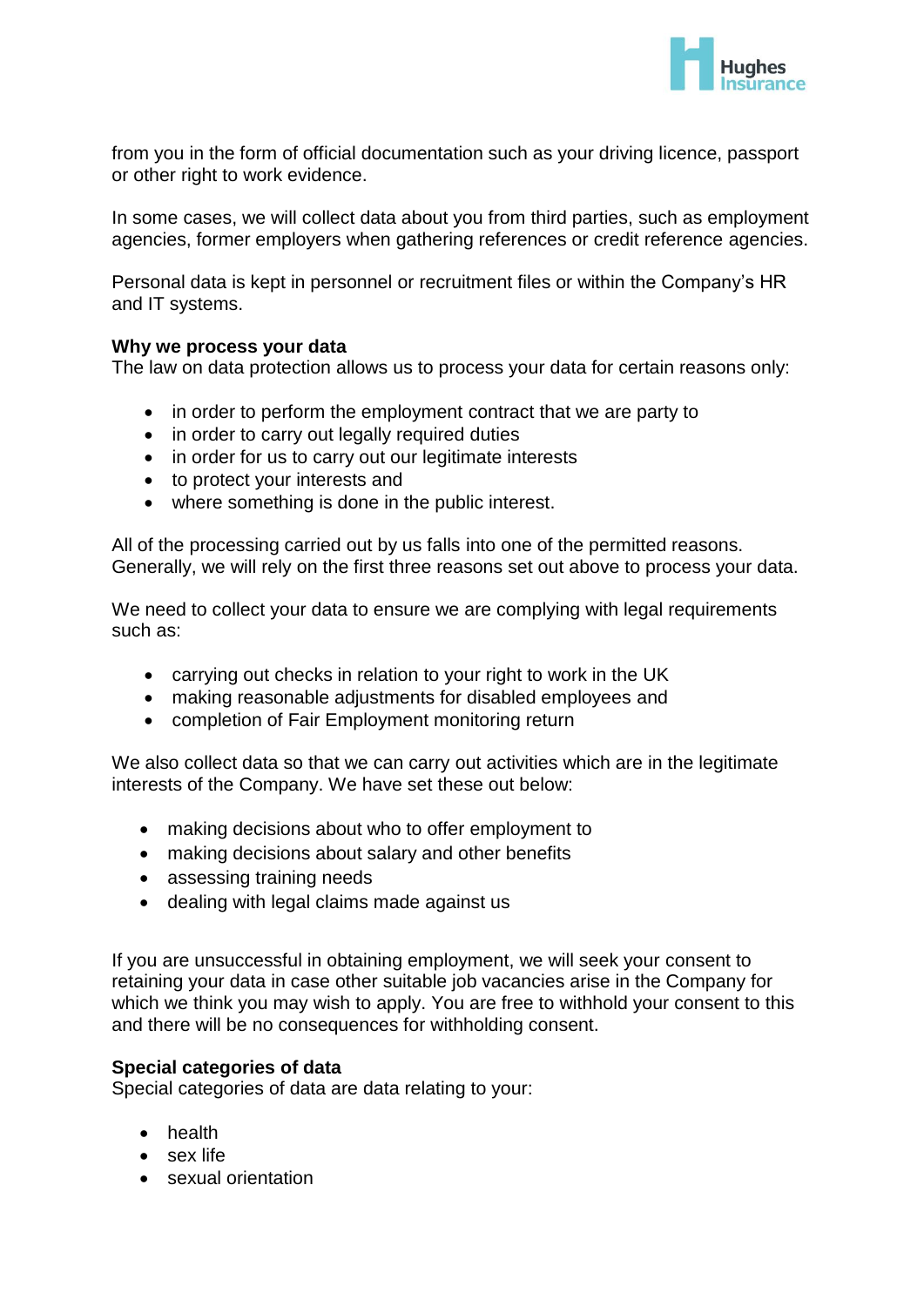from you in the form of official documentation such as your driving licence, passport or other right to work evidence.

In some cases, we will collect data about you from third parties, such as employment agencies, former employers when gathering references or credit reference agencies.

Personal data is kept in personnel or recruitment files or within the Company's HR and IT systems.

**Why we process your data**
The law on data protection allows us to process your data for certain reasons only:

- in order to perform the employment contract that we are party to
- in order to carry out legally required duties
- in order for us to carry out our legitimate interests
- to protect your interests and
- where something is done in the public interest.

All of the processing carried out by us falls into one of the permitted reasons. Generally, we will rely on the first three reasons set out above to process your data.

We need to collect your data to ensure we are complying with legal requirements such as:

- carrying out checks in relation to your right to work in the UK
- making reasonable adjustments for disabled employees and
- completion of Fair Employment monitoring return

We also collect data so that we can carry out activities which are in the legitimate interests of the Company. We have set these out below:

- making decisions about who to offer employment to
- making decisions about salary and other benefits
- assessing training needs
- dealing with legal claims made against us

If you are unsuccessful in obtaining employment, we will seek your consent to retaining your data in case other suitable job vacancies arise in the Company for which we think you may wish to apply. You are free to withhold your consent to this and there will be no consequences for withholding consent.

**Special categories of data**
Special categories of data are data relating to your:

- health
- sex life
- sexual orientation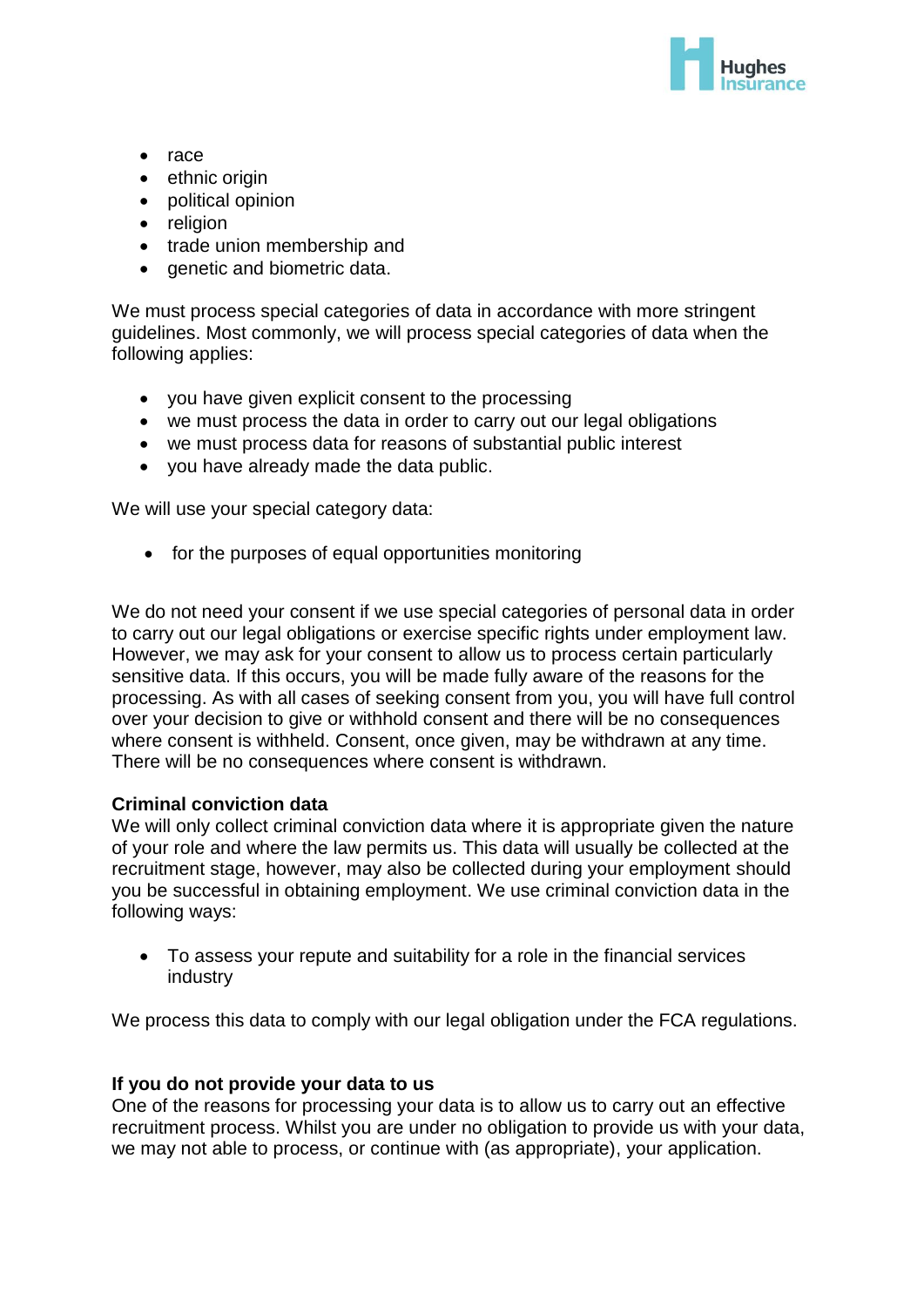- race
- ethnic origin
- political opinion
- religion
- trade union membership and
- genetic and biometric data.

We must process special categories of data in accordance with more stringent guidelines. Most commonly, we will process special categories of data when the following applies:

- you have given explicit consent to the processing
- we must process the data in order to carry out our legal obligations
- we must process data for reasons of substantial public interest
- you have already made the data public.

We will use your special category data:

- for the purposes of equal opportunities monitoring

We do not need your consent if we use special categories of personal data in order to carry out our legal obligations or exercise specific rights under employment law. However, we may ask for your consent to allow us to process certain particularly sensitive data. If this occurs, you will be made fully aware of the reasons for the processing. As with all cases of seeking consent from you, you will have full control over your decision to give or withhold consent and there will be no consequences where consent is withheld. Consent, once given, may be withdrawn at any time. There will be no consequences where consent is withdrawn.

**Criminal conviction data**

We will only collect criminal conviction data where it is appropriate given the nature of your role and where the law permits us. This data will usually be collected at the recruitment stage, however, may also be collected during your employment should you be successful in obtaining employment. We use criminal conviction data in the following ways:

- To assess your repute and suitability for a role in the financial services industry

We process this data to comply with our legal obligation under the FCA regulations.

**If you do not provide your data to us**

One of the reasons for processing your data is to allow us to carry out an effective recruitment process. Whilst you are under no obligation to provide us with your data, we may not able to process, or continue with (as appropriate), your application.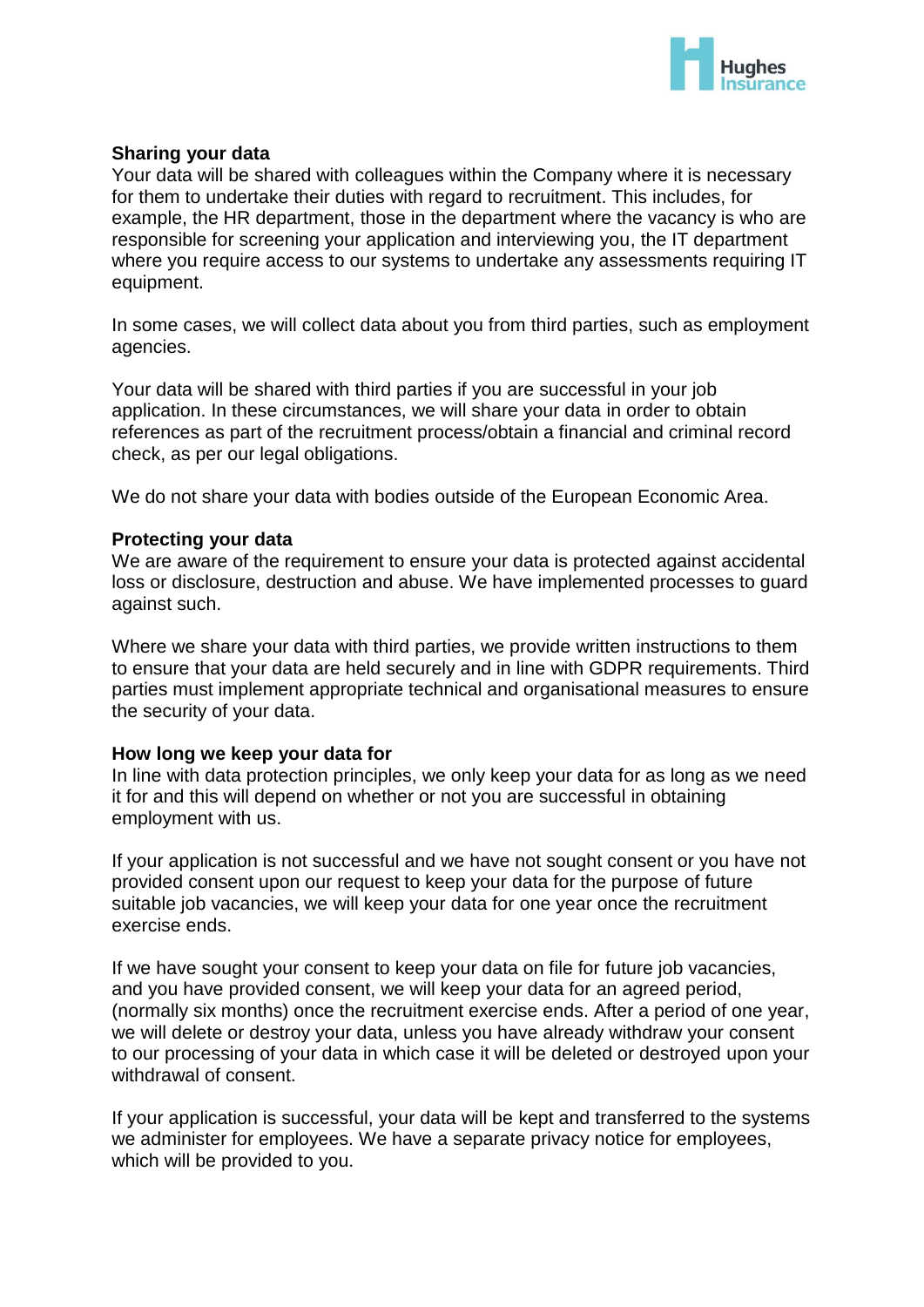**Sharing your data**

Your data will be shared with colleagues within the Company where it is necessary for them to undertake their duties with regard to recruitment. This includes, for example, the HR department, those in the department where the vacancy is who are responsible for screening your application and interviewing you, the IT department where you require access to our systems to undertake any assessments requiring IT equipment.

In some cases, we will collect data about you from third parties, such as employment agencies.

Your data will be shared with third parties if you are successful in your job application. In these circumstances, we will share your data in order to obtain references as part of the recruitment process/obtain a financial and criminal record check, as per our legal obligations.

We do not share your data with bodies outside of the European Economic Area.

**Protecting your data**

We are aware of the requirement to ensure your data is protected against accidental loss or disclosure, destruction and abuse. We have implemented processes to guard against such.

Where we share your data with third parties, we provide written instructions to them to ensure that your data are held securely and in line with GDPR requirements. Third parties must implement appropriate technical and organisational measures to ensure the security of your data.

**How long we keep your data for**

In line with data protection principles, we only keep your data for as long as we need it for and this will depend on whether or not you are successful in obtaining employment with us.

If your application is not successful and we have not sought consent or you have not provided consent upon our request to keep your data for the purpose of future suitable job vacancies, we will keep your data for one year once the recruitment exercise ends.

If we have sought your consent to keep your data on file for future job vacancies, and you have provided consent, we will keep your data for an agreed period, (normally six months) once the recruitment exercise ends. After a period of one year, we will delete or destroy your data, unless you have already withdraw your consent to our processing of your data in which case it will be deleted or destroyed upon your withdrawal of consent.

If your application is successful, your data will be kept and transferred to the systems we administer for employees. We have a separate privacy notice for employees, which will be provided to you.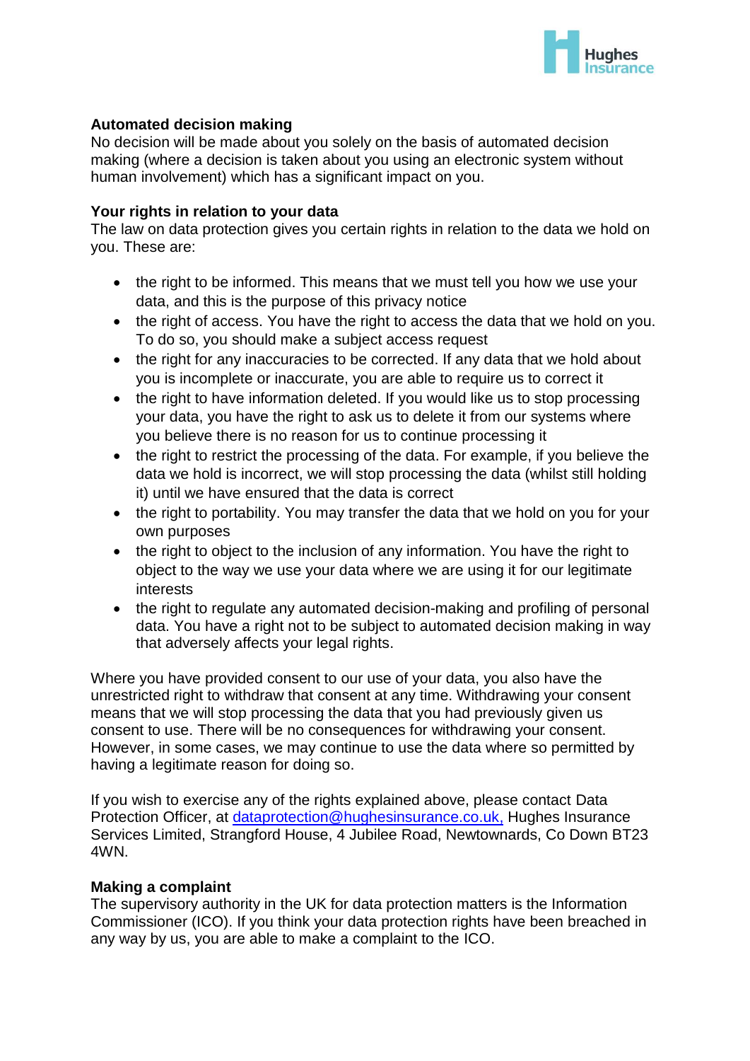**Automated decision making**
No decision will be made about you solely on the basis of automated decision making (where a decision is taken about you using an electronic system without human involvement) which has a significant impact on you.

**Your rights in relation to your data**
The law on data protection gives you certain rights in relation to the data we hold on you. These are:

- the right to be informed. This means that we must tell you how we use your data, and this is the purpose of this privacy notice
- the right of access. You have the right to access the data that we hold on you. To do so, you should make a subject access request
- the right for any inaccuracies to be corrected. If any data that we hold about you is incomplete or inaccurate, you are able to require us to correct it
- the right to have information deleted. If you would like us to stop processing your data, you have the right to ask us to delete it from our systems where you believe there is no reason for us to continue processing it
- the right to restrict the processing of the data. For example, if you believe the data we hold is incorrect, we will stop processing the data (whilst still holding it) until we have ensured that the data is correct
- the right to portability. You may transfer the data that we hold on you for your own purposes
- the right to object to the inclusion of any information. You have the right to object to the way we use your data where we are using it for our legitimate interests
- the right to regulate any automated decision-making and profiling of personal data. You have a right not to be subject to automated decision making in way that adversely affects your legal rights.

Where you have provided consent to our use of your data, you also have the unrestricted right to withdraw that consent at any time. Withdrawing your consent means that we will stop processing the data that you had previously given us consent to use. There will be no consequences for withdrawing your consent. However, in some cases, we may continue to use the data where so permitted by having a legitimate reason for doing so.

If you wish to exercise any of the rights explained above, please contact Data Protection Officer, at dataprotection@hughesinsurance.co.uk, Hughes Insurance Services Limited, Strangford House, 4 Jubilee Road, Newtownards, Co Down BT23 4WN.

**Making a complaint**
The supervisory authority in the UK for data protection matters is the Information Commissioner (ICO). If you think your data protection rights have been breached in any way by us, you are able to make a complaint to the ICO.